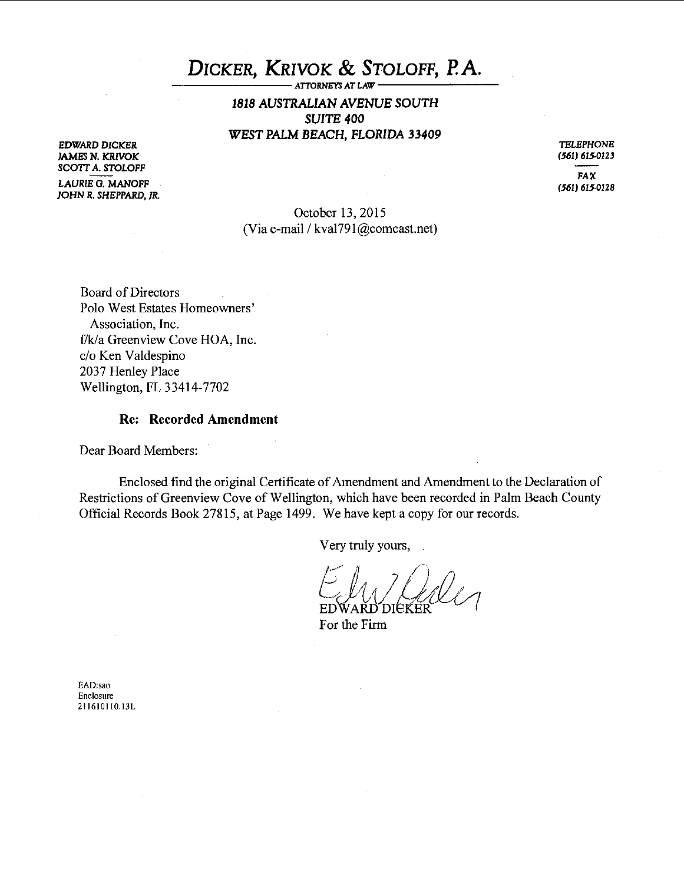# *DICKER, KRIVOK & STOLOFF, P.A.*

*ATTORNEYS AT LAW*

***1818 AUSTRALIAN AVENUE SOUTH***
***SUITE 400***
***WEST PALM BEACH, FLORIDA 33409***

*EDWARD DICKER*
*JAMES N. KRIVOK*
*SCOTT A. STOLOFF*
*LAURIE G. MANOFF*
*JOHN R. SHEPPARD, JR.*

*TELEPHONE*
*(561) 615-0123*

*FAX*
*(561) 615-0128*

October 13, 2015
(Via e-mail / kval791@comcast.net)

Board of Directors
Polo West Estates Homeowners' Association, Inc.
f/k/a Greenview Cove HOA, Inc.
c/o Ken Valdespino
2037 Henley Place
Wellington, FL 33414-7702

**Re: Recorded Amendment**

Dear Board Members:

Enclosed find the original Certificate of Amendment and Amendment to the Declaration of Restrictions of Greenview Cove of Wellington, which have been recorded in Palm Beach County Official Records Book 27815, at Page 1499. We have kept a copy for our records.

Very truly yours,

EDWARD DICKER
For the Firm

EAD:sao
Enclosure
211610110.13L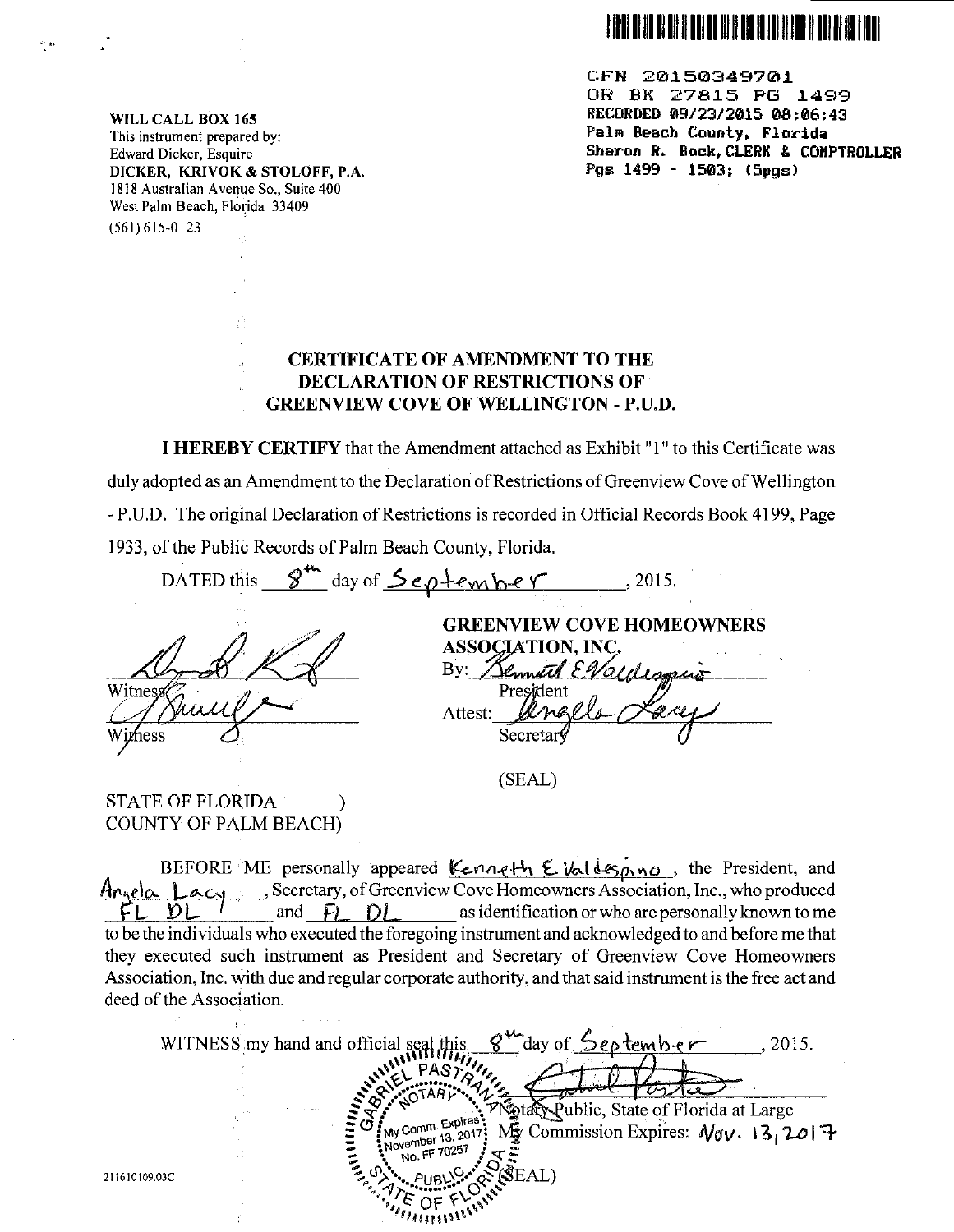CFN 20150349701
OR BK 27815 PG 1499
RECORDED 09/23/2015 08:06:43
Palm Beach County, Florida
Sharon R. Bock, CLERK & COMPTROLLER
Pgs 1499 - 1503; (5pgs)

WILL CALL BOX 165
This instrument prepared by:
Edward Dicker, Esquire
DICKER, KRIVOK & STOLOFF, P.A.
1818 Australian Avenue So., Suite 400
West Palm Beach, Florida 33409
(561) 615-0123

## CERTIFICATE OF AMENDMENT TO THE DECLARATION OF RESTRICTIONS OF GREENVIEW COVE OF WELLINGTON - P.U.D.

**I HEREBY CERTIFY** that the Amendment attached as Exhibit "1" to this Certificate was duly adopted as an Amendment to the Declaration of Restrictions of Greenview Cove of Wellington - P.U.D. The original Declaration of Restrictions is recorded in Official Records Book 4199, Page 1933, of the Public Records of Palm Beach County, Florida.

DATED this 8th day of September, 2015.

**GREENVIEW COVE HOMEOWNERS ASSOCIATION, INC.**

By: _Kenneth E Valdespino_
President

Attest: _Angela Lacy_
Secretary

(SEAL)

Witness

Witness

STATE OF FLORIDA )
COUNTY OF PALM BEACH)

BEFORE ME personally appeared Kenneth E. Valdespino, the President, and Angela Lacy, Secretary, of Greenview Cove Homeowners Association, Inc., who produced FL DL and FL DL as identification or who are personally known to me to be the individuals who executed the foregoing instrument and acknowledged to and before me that they executed such instrument as President and Secretary of Greenview Cove Homeowners Association, Inc. with due and regular corporate authority, and that said instrument is the free act and deed of the Association.

WITNESS my hand and official seal this 8th day of September, 2015.

Notary Public, State of Florida at Large
My Commission Expires: Nov. 13, 2017

(SEAL)

GABRIEL PASTRANA
NOTARY PUBLIC STATE OF FLORIDA
My Comm. Expires November 13, 2017
No. FF 70257

211610109.03C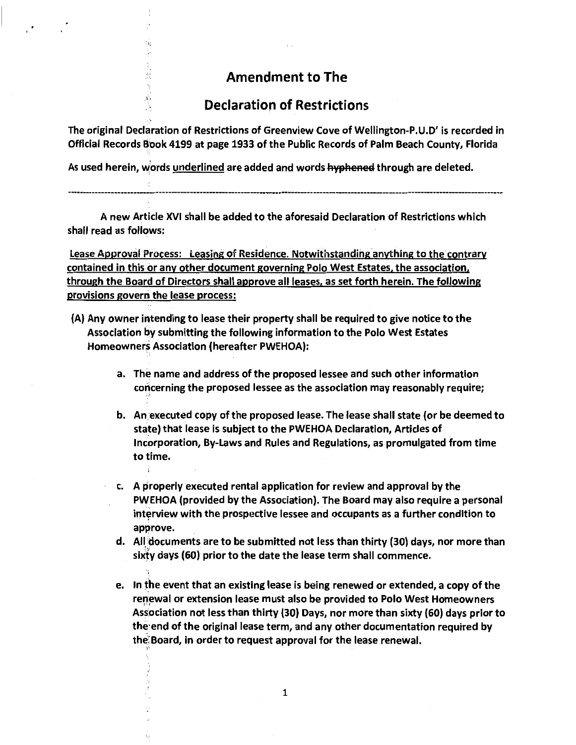# Amendment to The

# Declaration of Restrictions

The original Declaration of Restrictions of Greenview Cove of Wellington-P.U.D' is recorded in Official Records Book 4199 at page 1933 of the Public Records of Palm Beach County, Florida

As used herein, words <u>underlined</u> are added and words ~~hyphened~~ through are deleted.

---

A new Article XVI shall be added to the aforesaid Declaration of Restrictions which shall read as follows:

<u>Lease Approval Process: Leasing of Residence. Notwithstanding anything to the contrary contained in this or any other document governing Polo West Estates, the association, through the Board of Directors shall approve all leases, as set forth herein. The following provisions govern the lease process:</u>

(A) Any owner intending to lease their property shall be required to give notice to the Association by submitting the following information to the Polo West Estates Homeowners Association (hereafter PWEHOA):

   a. The name and address of the proposed lessee and such other information concerning the proposed lessee as the association may reasonably require;

   b. An executed copy of the proposed lease. The lease shall state (or be deemed to state) that lease is subject to the PWEHOA Declaration, Articles of Incorporation, By-Laws and Rules and Regulations, as promulgated from time to time.

   c. A properly executed rental application for review and approval by the PWEHOA (provided by the Association). The Board may also require a personal interview with the prospective lessee and occupants as a further condition to approve.

   d. All documents are to be submitted not less than thirty (30) days, nor more than sixty days (60) prior to the date the lease term shall commence.

   e. In the event that an existing lease is being renewed or extended, a copy of the renewal or extension lease must also be provided to Polo West Homeowners Association not less than thirty (30) Days, nor more than sixty (60) days prior to the end of the original lease term, and any other documentation required by the Board, in order to request approval for the lease renewal.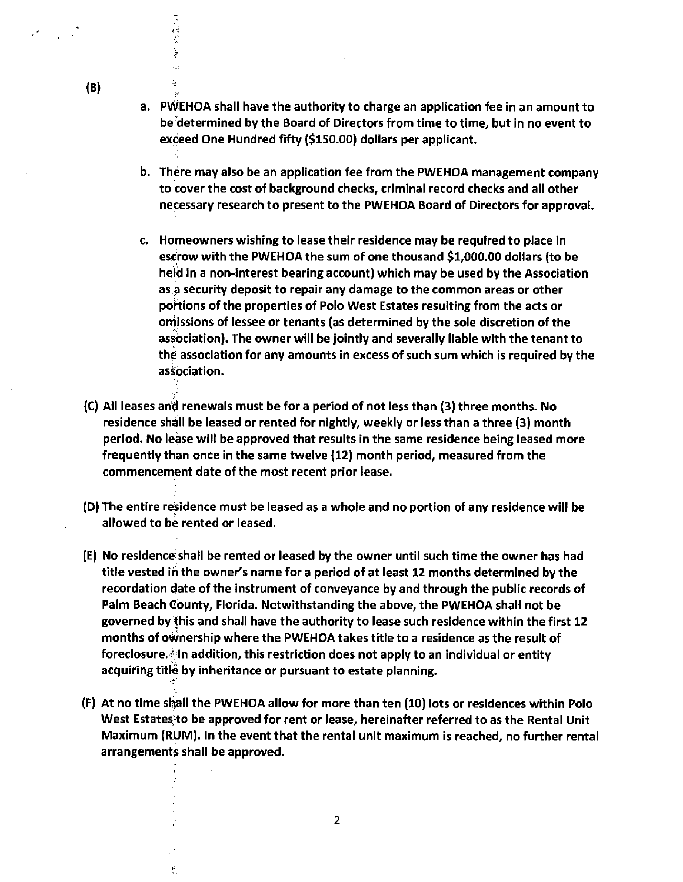**(B)**

**a. PWEHOA shall have the authority to charge an application fee in an amount to be determined by the Board of Directors from time to time, but in no event to exceed One Hundred fifty ($150.00) dollars per applicant.**

**b. There may also be an application fee from the PWEHOA management company to cover the cost of background checks, criminal record checks and all other necessary research to present to the PWEHOA Board of Directors for approval.**

**c. Homeowners wishing to lease their residence may be required to place in escrow with the PWEHOA the sum of one thousand $1,000.00 dollars (to be held in a non-interest bearing account) which may be used by the Association as a security deposit to repair any damage to the common areas or other portions of the properties of Polo West Estates resulting from the acts or omissions of lessee or tenants (as determined by the sole discretion of the association). The owner will be jointly and severally liable with the tenant to the association for any amounts in excess of such sum which is required by the association.**

**(C) All leases and renewals must be for a period of not less than (3) three months. No residence shall be leased or rented for nightly, weekly or less than a three (3) month period. No lease will be approved that results in the same residence being leased more frequently than once in the same twelve (12) month period, measured from the commencement date of the most recent prior lease.**

**(D) The entire residence must be leased as a whole and no portion of any residence will be allowed to be rented or leased.**

**(E) No residence shall be rented or leased by the owner until such time the owner has had title vested in the owner's name for a period of at least 12 months determined by the recordation date of the instrument of conveyance by and through the public records of Palm Beach County, Florida. Notwithstanding the above, the PWEHOA shall not be governed by this and shall have the authority to lease such residence within the first 12 months of ownership where the PWEHOA takes title to a residence as the result of foreclosure. In addition, this restriction does not apply to an individual or entity acquiring title by inheritance or pursuant to estate planning.**

**(F) At no time shall the PWEHOA allow for more than ten (10) lots or residences within Polo West Estates to be approved for rent or lease, hereinafter referred to as the Rental Unit Maximum (RUM). In the event that the rental unit maximum is reached, no further rental arrangements shall be approved.**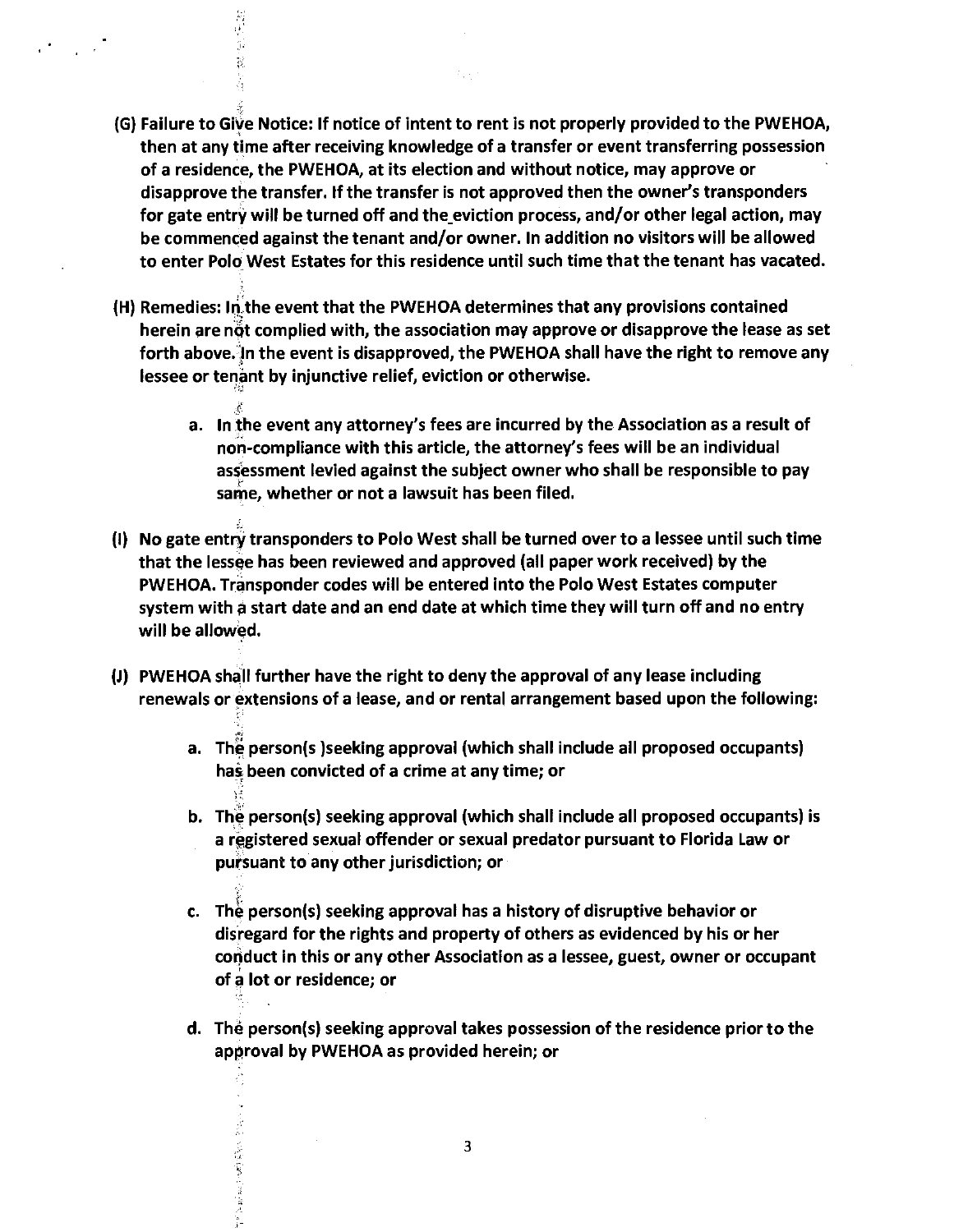**(G) Failure to Give Notice: If notice of intent to rent is not properly provided to the PWEHOA, then at any time after receiving knowledge of a transfer or event transferring possession of a residence, the PWEHOA, at its election and without notice, may approve or disapprove the transfer. If the transfer is not approved then the owner's transponders for gate entry will be turned off and the eviction process, and/or other legal action, may be commenced against the tenant and/or owner. In addition no visitors will be allowed to enter Polo West Estates for this residence until such time that the tenant has vacated.**

**(H) Remedies: In the event that the PWEHOA determines that any provisions contained herein are not complied with, the association may approve or disapprove the lease as set forth above. In the event is disapproved, the PWEHOA shall have the right to remove any lessee or tenant by injunctive relief, eviction or otherwise.**

> **a. In the event any attorney's fees are incurred by the Association as a result of non-compliance with this article, the attorney's fees will be an individual assessment levied against the subject owner who shall be responsible to pay same, whether or not a lawsuit has been filed.**

**(I) No gate entry transponders to Polo West shall be turned over to a lessee until such time that the lessee has been reviewed and approved (all paper work received) by the PWEHOA. Transponder codes will be entered into the Polo West Estates computer system with a start date and an end date at which time they will turn off and no entry will be allowed.**

**(J) PWEHOA shall further have the right to deny the approval of any lease including renewals or extensions of a lease, and or rental arrangement based upon the following:**

> **a. The person(s )seeking approval (which shall include all proposed occupants) has been convicted of a crime at any time; or**
>
> **b. The person(s) seeking approval (which shall include all proposed occupants) is a registered sexual offender or sexual predator pursuant to Florida Law or pursuant to any other jurisdiction; or**
>
> **c. The person(s) seeking approval has a history of disruptive behavior or disregard for the rights and property of others as evidenced by his or her conduct in this or any other Association as a lessee, guest, owner or occupant of a lot or residence; or**
>
> **d. The person(s) seeking approval takes possession of the residence prior to the approval by PWEHOA as provided herein; or**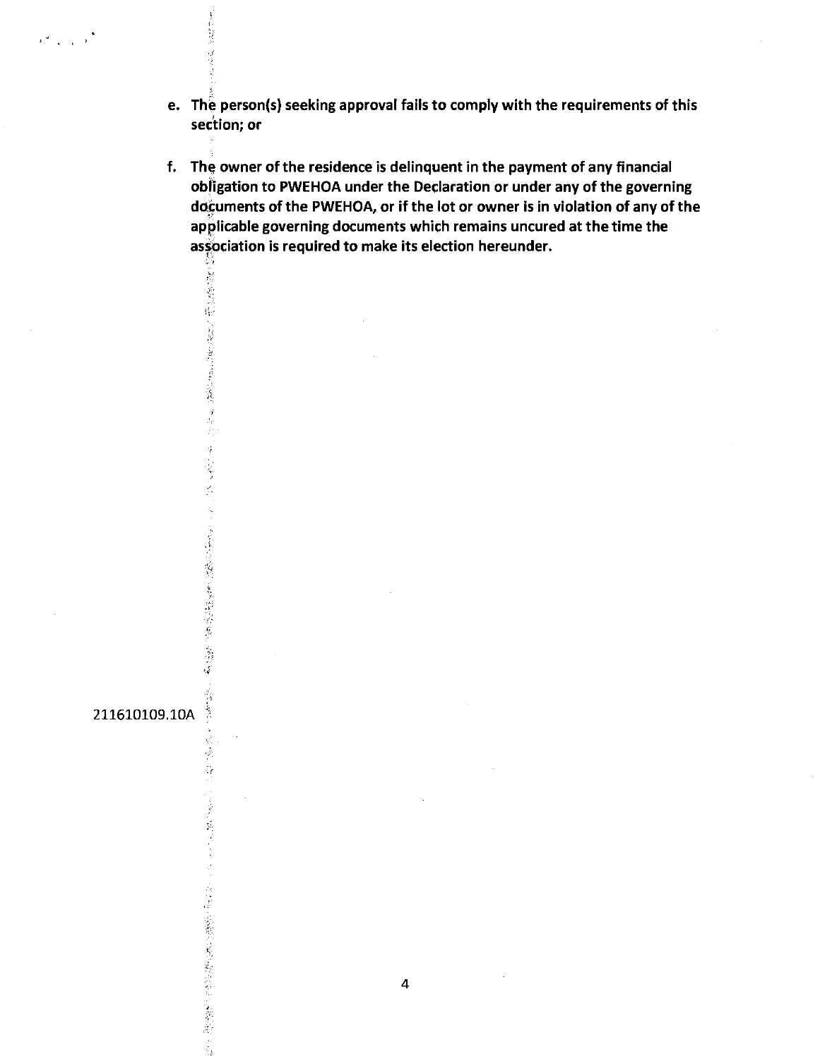**e. The person(s) seeking approval fails to comply with the requirements of this section; or**

**f. The owner of the residence is delinquent in the payment of any financial obligation to PWEHOA under the Declaration or under any of the governing documents of the PWEHOA, or if the lot or owner is in violation of any of the applicable governing documents which remains uncured at the time the association is required to make its election hereunder.**

211610109.10A